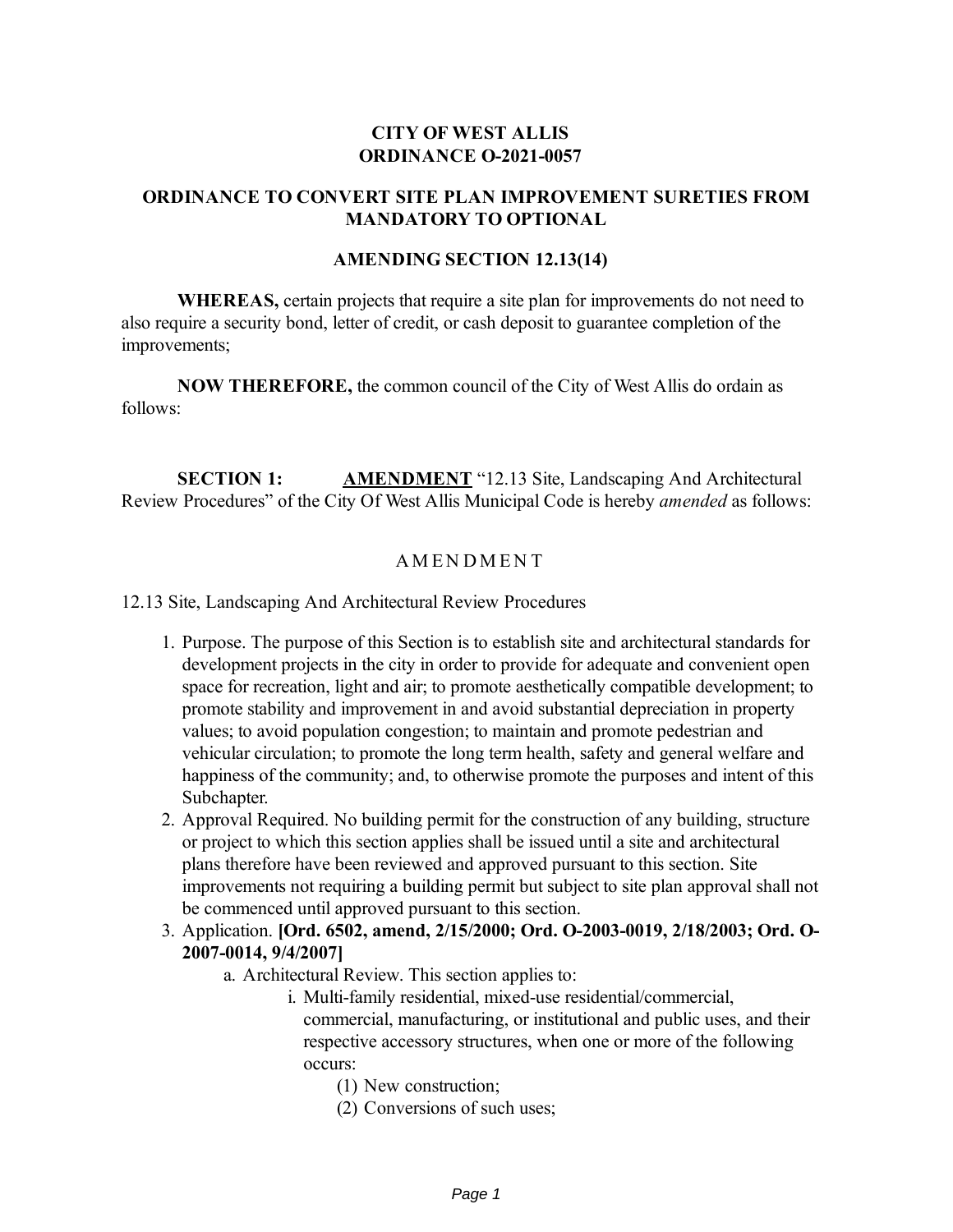# CITY OF WEST ALLIS
# ORDINANCE O-2021-0057

## ORDINANCE TO CONVERT SITE PLAN IMPROVEMENT SURETIES FROM MANDATORY TO OPTIONAL

### AMENDING SECTION 12.13(14)

**WHEREAS,** certain projects that require a site plan for improvements do not need to also require a security bond, letter of credit, or cash deposit to guarantee completion of the improvements;

**NOW THEREFORE,** the common council of the City of West Allis do ordain as follows:

**SECTION 1:** **AMENDMENT** "12.13 Site, Landscaping And Architectural Review Procedures" of the City Of West Allis Municipal Code is hereby *amended* as follows:

AMENDMENT

12.13 Site, Landscaping And Architectural Review Procedures

1. Purpose. The purpose of this Section is to establish site and architectural standards for development projects in the city in order to provide for adequate and convenient open space for recreation, light and air; to promote aesthetically compatible development; to promote stability and improvement in and avoid substantial depreciation in property values; to avoid population congestion; to maintain and promote pedestrian and vehicular circulation; to promote the long term health, safety and general welfare and happiness of the community; and, to otherwise promote the purposes and intent of this Subchapter.
2. Approval Required. No building permit for the construction of any building, structure or project to which this section applies shall be issued until a site and architectural plans therefore have been reviewed and approved pursuant to this section. Site improvements not requiring a building permit but subject to site plan approval shall not be commenced until approved pursuant to this section.
3. Application. **[Ord. 6502, amend, 2/15/2000; Ord. O-2003-0019, 2/18/2003; Ord. O-2007-0014, 9/4/2007]**
   a. Architectural Review. This section applies to:
      i. Multi-family residential, mixed-use residential/commercial, commercial, manufacturing, or institutional and public uses, and their respective accessory structures, when one or more of the following occurs:
         (1) New construction;
         (2) Conversions of such uses;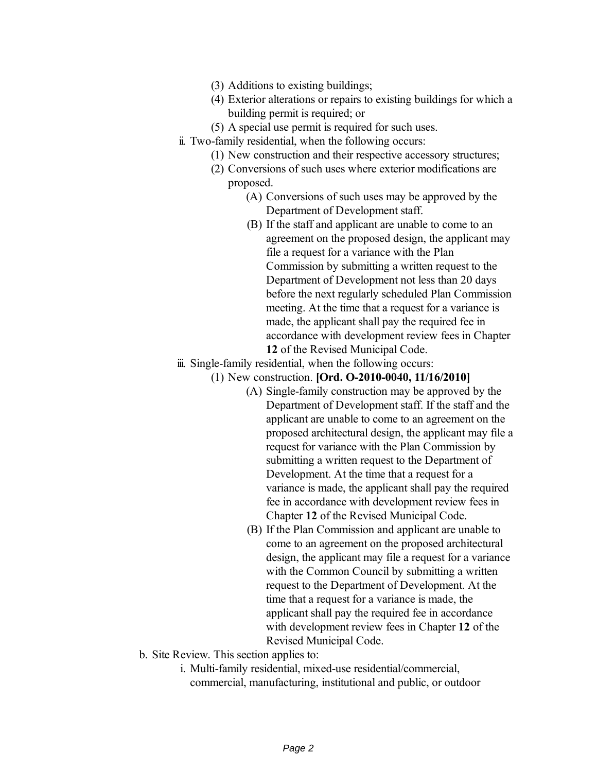(3) Additions to existing buildings;

(4) Exterior alterations or repairs to existing buildings for which a building permit is required; or

(5) A special use permit is required for such uses.

ii. Two-family residential, when the following occurs:

(1) New construction and their respective accessory structures;

(2) Conversions of such uses where exterior modifications are proposed.

(A) Conversions of such uses may be approved by the Department of Development staff.

(B) If the staff and applicant are unable to come to an agreement on the proposed design, the applicant may file a request for a variance with the Plan Commission by submitting a written request to the Department of Development not less than 20 days before the next regularly scheduled Plan Commission meeting. At the time that a request for a variance is made, the applicant shall pay the required fee in accordance with development review fees in Chapter **12** of the Revised Municipal Code.

iii. Single-family residential, when the following occurs:

(1) New construction. **[Ord. O-2010-0040, 11/16/2010]**

(A) Single-family construction may be approved by the Department of Development staff. If the staff and the applicant are unable to come to an agreement on the proposed architectural design, the applicant may file a request for variance with the Plan Commission by submitting a written request to the Department of Development. At the time that a request for a variance is made, the applicant shall pay the required fee in accordance with development review fees in Chapter **12** of the Revised Municipal Code.

(B) If the Plan Commission and applicant are unable to come to an agreement on the proposed architectural design, the applicant may file a request for a variance with the Common Council by submitting a written request to the Department of Development. At the time that a request for a variance is made, the applicant shall pay the required fee in accordance with development review fees in Chapter **12** of the Revised Municipal Code.

b. Site Review. This section applies to:

i. Multi-family residential, mixed-use residential/commercial, commercial, manufacturing, institutional and public, or outdoor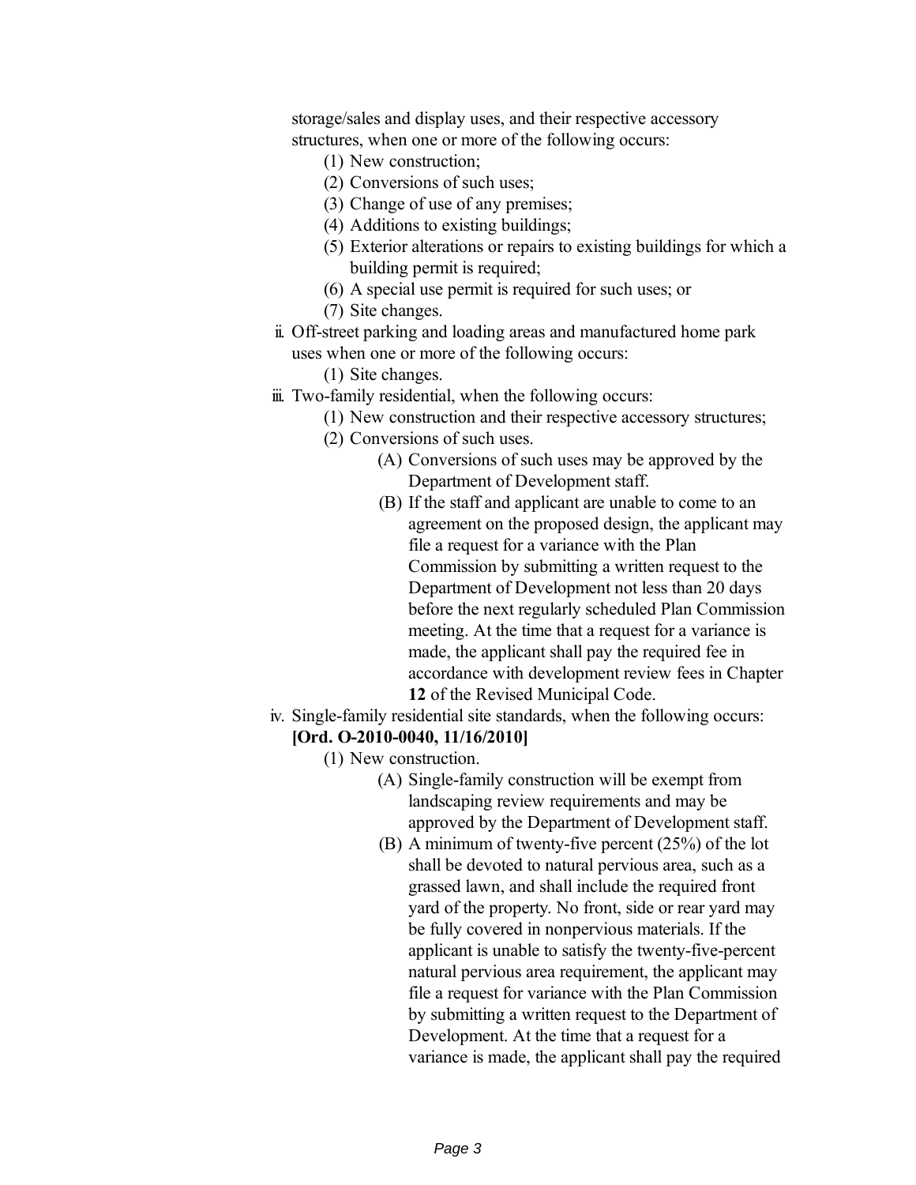storage/sales and display uses, and their respective accessory structures, when one or more of the following occurs:

(1) New construction;
(2) Conversions of such uses;
(3) Change of use of any premises;
(4) Additions to existing buildings;
(5) Exterior alterations or repairs to existing buildings for which a building permit is required;
(6) A special use permit is required for such uses; or
(7) Site changes.

ii. Off-street parking and loading areas and manufactured home park uses when one or more of the following occurs:

(1) Site changes.

iii. Two-family residential, when the following occurs:

(1) New construction and their respective accessory structures;
(2) Conversions of such uses.

(A) Conversions of such uses may be approved by the Department of Development staff.

(B) If the staff and applicant are unable to come to an agreement on the proposed design, the applicant may file a request for a variance with the Plan Commission by submitting a written request to the Department of Development not less than 20 days before the next regularly scheduled Plan Commission meeting. At the time that a request for a variance is made, the applicant shall pay the required fee in accordance with development review fees in Chapter **12** of the Revised Municipal Code.

iv. Single-family residential site standards, when the following occurs: **[Ord. O-2010-0040, 11/16/2010]**

(1) New construction.

(A) Single-family construction will be exempt from landscaping review requirements and may be approved by the Department of Development staff.

(B) A minimum of twenty-five percent (25%) of the lot shall be devoted to natural pervious area, such as a grassed lawn, and shall include the required front yard of the property. No front, side or rear yard may be fully covered in nonpervious materials. If the applicant is unable to satisfy the twenty-five-percent natural pervious area requirement, the applicant may file a request for variance with the Plan Commission by submitting a written request to the Department of Development. At the time that a request for a variance is made, the applicant shall pay the required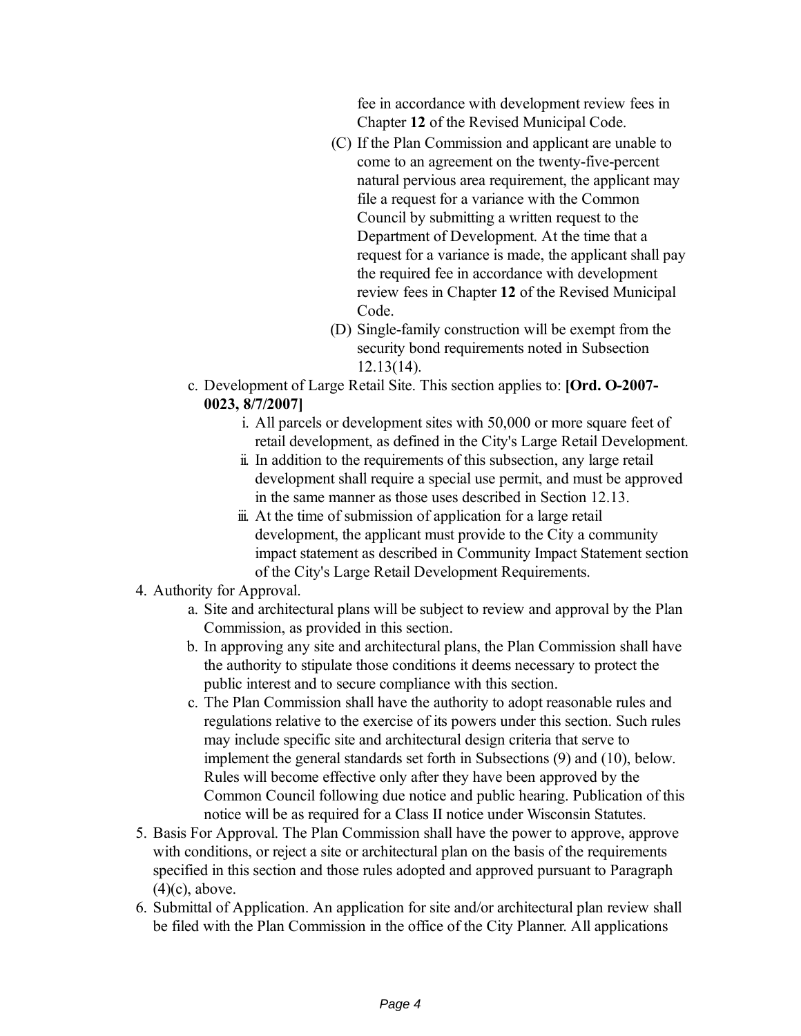fee in accordance with development review fees in Chapter **12** of the Revised Municipal Code.

(C) If the Plan Commission and applicant are unable to come to an agreement on the twenty-five-percent natural pervious area requirement, the applicant may file a request for a variance with the Common Council by submitting a written request to the Department of Development. At the time that a request for a variance is made, the applicant shall pay the required fee in accordance with development review fees in Chapter **12** of the Revised Municipal Code.

(D) Single-family construction will be exempt from the security bond requirements noted in Subsection 12.13(14).

c. Development of Large Retail Site. This section applies to: **[Ord. O-2007-0023, 8/7/2007]**

  i. All parcels or development sites with 50,000 or more square feet of retail development, as defined in the City's Large Retail Development.
  ii. In addition to the requirements of this subsection, any large retail development shall require a special use permit, and must be approved in the same manner as those uses described in Section 12.13.
  iii. At the time of submission of application for a large retail development, the applicant must provide to the City a community impact statement as described in Community Impact Statement section of the City's Large Retail Development Requirements.

4. Authority for Approval.
   a. Site and architectural plans will be subject to review and approval by the Plan Commission, as provided in this section.
   b. In approving any site and architectural plans, the Plan Commission shall have the authority to stipulate those conditions it deems necessary to protect the public interest and to secure compliance with this section.
   c. The Plan Commission shall have the authority to adopt reasonable rules and regulations relative to the exercise of its powers under this section. Such rules may include specific site and architectural design criteria that serve to implement the general standards set forth in Subsections (9) and (10), below. Rules will become effective only after they have been approved by the Common Council following due notice and public hearing. Publication of this notice will be as required for a Class II notice under Wisconsin Statutes.
5. Basis For Approval. The Plan Commission shall have the power to approve, approve with conditions, or reject a site or architectural plan on the basis of the requirements specified in this section and those rules adopted and approved pursuant to Paragraph (4)(c), above.
6. Submittal of Application. An application for site and/or architectural plan review shall be filed with the Plan Commission in the office of the City Planner. All applications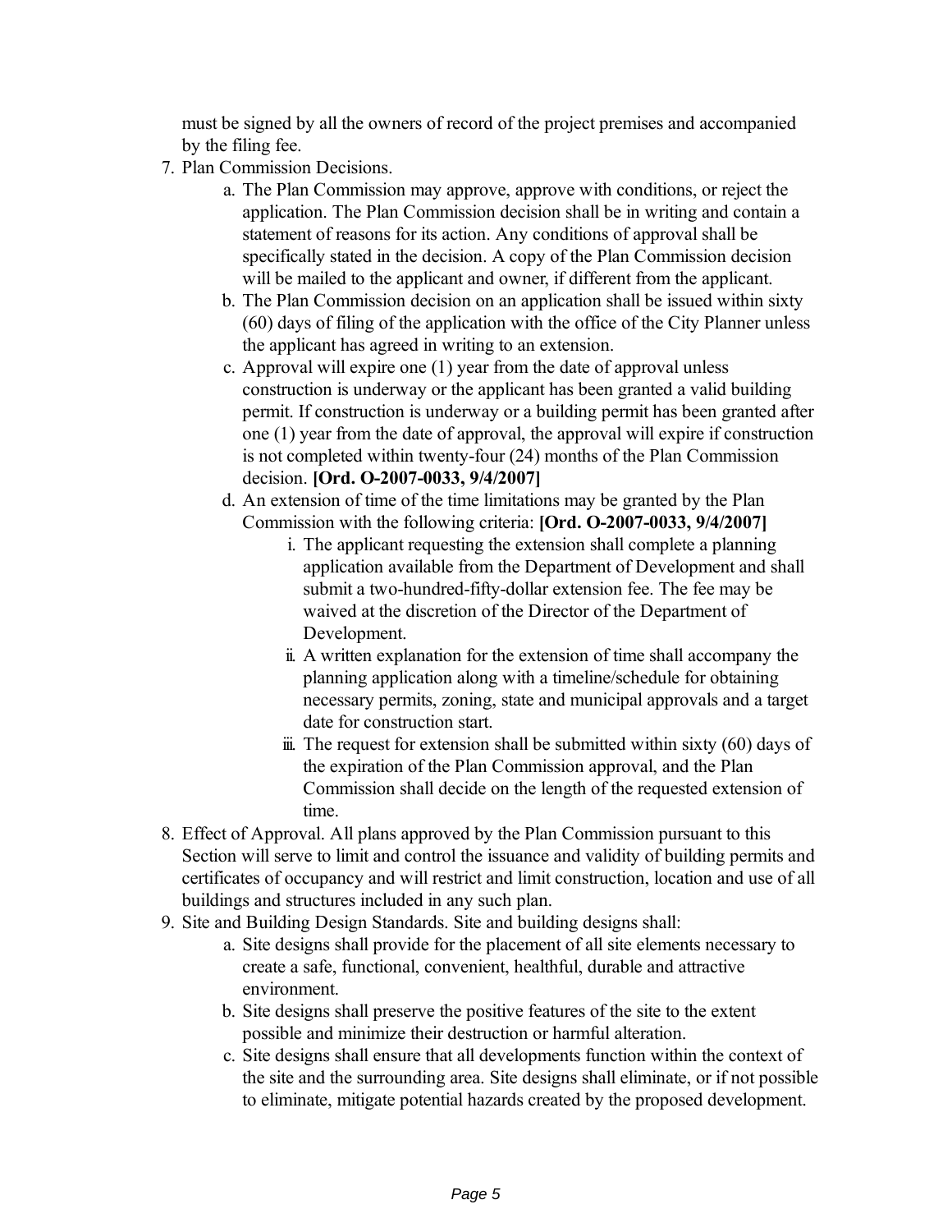must be signed by all the owners of record of the project premises and accompanied by the filing fee.

7. Plan Commission Decisions.
    a. The Plan Commission may approve, approve with conditions, or reject the application. The Plan Commission decision shall be in writing and contain a statement of reasons for its action. Any conditions of approval shall be specifically stated in the decision. A copy of the Plan Commission decision will be mailed to the applicant and owner, if different from the applicant.
    b. The Plan Commission decision on an application shall be issued within sixty (60) days of filing of the application with the office of the City Planner unless the applicant has agreed in writing to an extension.
    c. Approval will expire one (1) year from the date of approval unless construction is underway or the applicant has been granted a valid building permit. If construction is underway or a building permit has been granted after one (1) year from the date of approval, the approval will expire if construction is not completed within twenty-four (24) months of the Plan Commission decision. **[Ord. O-2007-0033, 9/4/2007]**
    d. An extension of time of the time limitations may be granted by the Plan Commission with the following criteria: **[Ord. O-2007-0033, 9/4/2007]**
        i. The applicant requesting the extension shall complete a planning application available from the Department of Development and shall submit a two-hundred-fifty-dollar extension fee. The fee may be waived at the discretion of the Director of the Department of Development.
        ii. A written explanation for the extension of time shall accompany the planning application along with a timeline/schedule for obtaining necessary permits, zoning, state and municipal approvals and a target date for construction start.
        iii. The request for extension shall be submitted within sixty (60) days of the expiration of the Plan Commission approval, and the Plan Commission shall decide on the length of the requested extension of time.
8. Effect of Approval. All plans approved by the Plan Commission pursuant to this Section will serve to limit and control the issuance and validity of building permits and certificates of occupancy and will restrict and limit construction, location and use of all buildings and structures included in any such plan.
9. Site and Building Design Standards. Site and building designs shall:
    a. Site designs shall provide for the placement of all site elements necessary to create a safe, functional, convenient, healthful, durable and attractive environment.
    b. Site designs shall preserve the positive features of the site to the extent possible and minimize their destruction or harmful alteration.
    c. Site designs shall ensure that all developments function within the context of the site and the surrounding area. Site designs shall eliminate, or if not possible to eliminate, mitigate potential hazards created by the proposed development.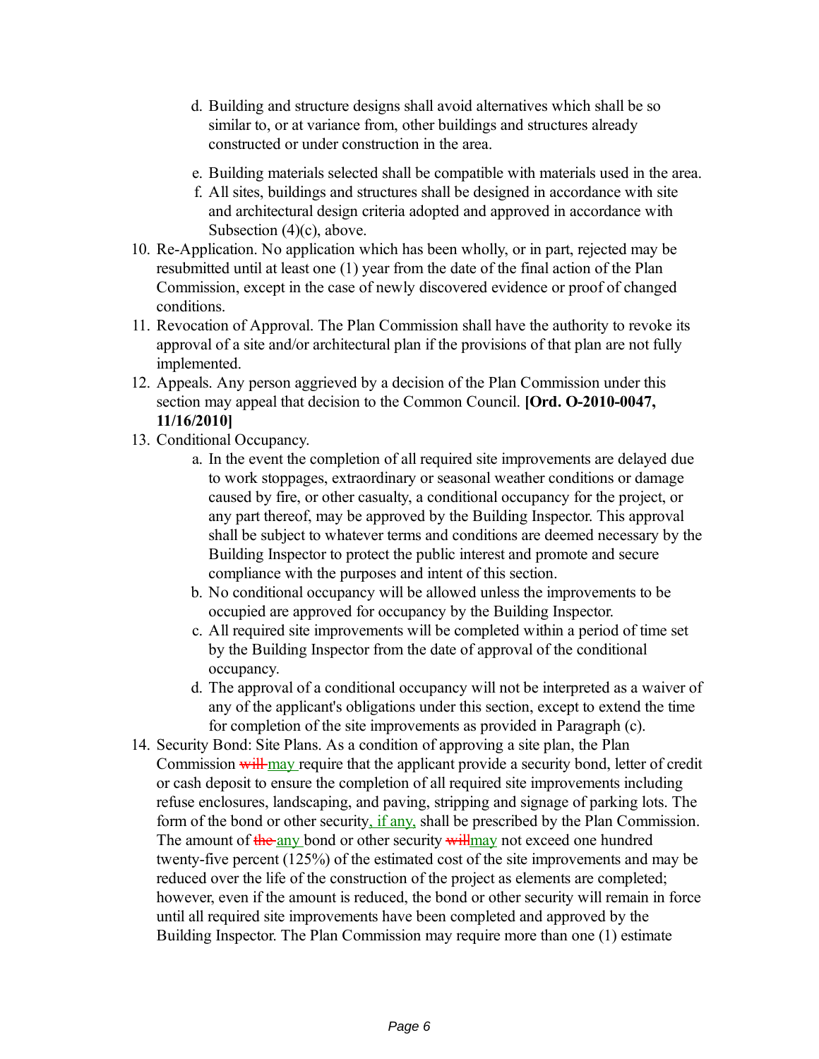d. Building and structure designs shall avoid alternatives which shall be so similar to, or at variance from, other buildings and structures already constructed or under construction in the area.

   e. Building materials selected shall be compatible with materials used in the area.

   f. All sites, buildings and structures shall be designed in accordance with site and architectural design criteria adopted and approved in accordance with Subsection (4)(c), above.

10. Re-Application. No application which has been wholly, or in part, rejected may be resubmitted until at least one (1) year from the date of the final action of the Plan Commission, except in the case of newly discovered evidence or proof of changed conditions.
11. Revocation of Approval. The Plan Commission shall have the authority to revoke its approval of a site and/or architectural plan if the provisions of that plan are not fully implemented.
12. Appeals. Any person aggrieved by a decision of the Plan Commission under this section may appeal that decision to the Common Council. **[Ord. O-2010-0047, 11/16/2010]**
13. Conditional Occupancy.
    a. In the event the completion of all required site improvements are delayed due to work stoppages, extraordinary or seasonal weather conditions or damage caused by fire, or other casualty, a conditional occupancy for the project, or any part thereof, may be approved by the Building Inspector. This approval shall be subject to whatever terms and conditions are deemed necessary by the Building Inspector to protect the public interest and promote and secure compliance with the purposes and intent of this section.
    b. No conditional occupancy will be allowed unless the improvements to be occupied are approved for occupancy by the Building Inspector.
    c. All required site improvements will be completed within a period of time set by the Building Inspector from the date of approval of the conditional occupancy.
    d. The approval of a conditional occupancy will not be interpreted as a waiver of any of the applicant's obligations under this section, except to extend the time for completion of the site improvements as provided in Paragraph (c).
14. Security Bond: Site Plans. As a condition of approving a site plan, the Plan Commission ~~will~~ may require that the applicant provide a security bond, letter of credit or cash deposit to ensure the completion of all required site improvements including refuse enclosures, landscaping, and paving, stripping and signage of parking lots. The form of the bond or other security, if any, shall be prescribed by the Plan Commission. The amount of ~~the~~ any bond or other security ~~will~~may not exceed one hundred twenty-five percent (125%) of the estimated cost of the site improvements and may be reduced over the life of the construction of the project as elements are completed; however, even if the amount is reduced, the bond or other security will remain in force until all required site improvements have been completed and approved by the Building Inspector. The Plan Commission may require more than one (1) estimate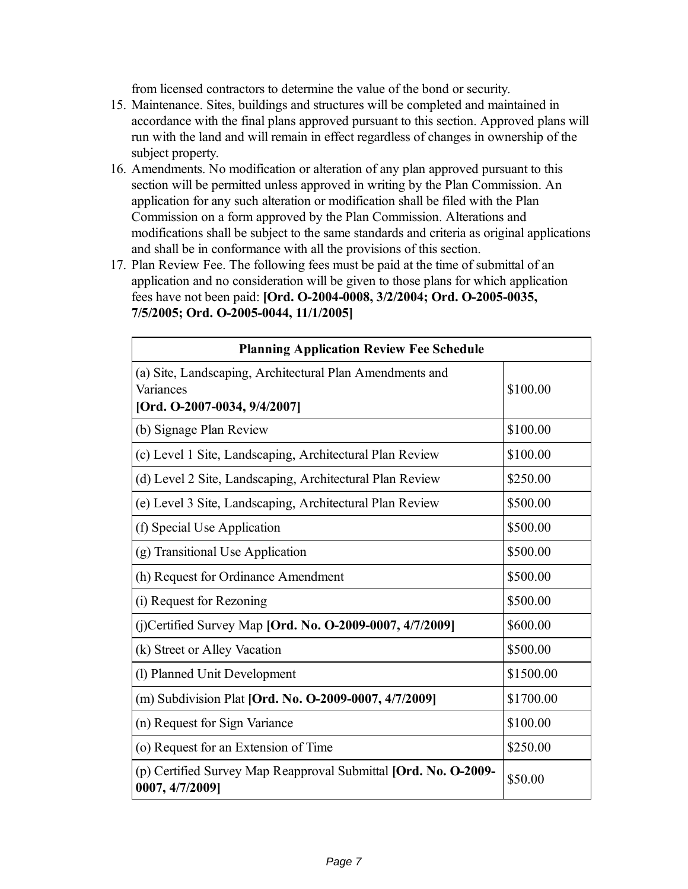from licensed contractors to determine the value of the bond or security.

15. Maintenance. Sites, buildings and structures will be completed and maintained in accordance with the final plans approved pursuant to this section. Approved plans will run with the land and will remain in effect regardless of changes in ownership of the subject property.
16. Amendments. No modification or alteration of any plan approved pursuant to this section will be permitted unless approved in writing by the Plan Commission. An application for any such alteration or modification shall be filed with the Plan Commission on a form approved by the Plan Commission. Alterations and modifications shall be subject to the same standards and criteria as original applications and shall be in conformance with all the provisions of this section.
17. Plan Review Fee. The following fees must be paid at the time of submittal of an application and no consideration will be given to those plans for which application fees have not been paid: **[Ord. O-2004-0008, 3/2/2004; Ord. O-2005-0035, 7/5/2005; Ord. O-2005-0044, 11/1/2005]**

| Planning Application Review Fee Schedule | |
|---|---|
| (a) Site, Landscaping, Architectural Plan Amendments and Variances **[Ord. O-2007-0034, 9/4/2007]** | $100.00 |
| (b) Signage Plan Review | $100.00 |
| (c) Level 1 Site, Landscaping, Architectural Plan Review | $100.00 |
| (d) Level 2 Site, Landscaping, Architectural Plan Review | $250.00 |
| (e) Level 3 Site, Landscaping, Architectural Plan Review | $500.00 |
| (f) Special Use Application | $500.00 |
| (g) Transitional Use Application | $500.00 |
| (h) Request for Ordinance Amendment | $500.00 |
| (i) Request for Rezoning | $500.00 |
| (j)Certified Survey Map **[Ord. No. O-2009-0007, 4/7/2009]** | $600.00 |
| (k) Street or Alley Vacation | $500.00 |
| (l) Planned Unit Development | $1500.00 |
| (m) Subdivision Plat **[Ord. No. O-2009-0007, 4/7/2009]** | $1700.00 |
| (n) Request for Sign Variance | $100.00 |
| (o) Request for an Extension of Time | $250.00 |
| (p) Certified Survey Map Reapproval Submittal **[Ord. No. O-2009-0007, 4/7/2009]** | $50.00 |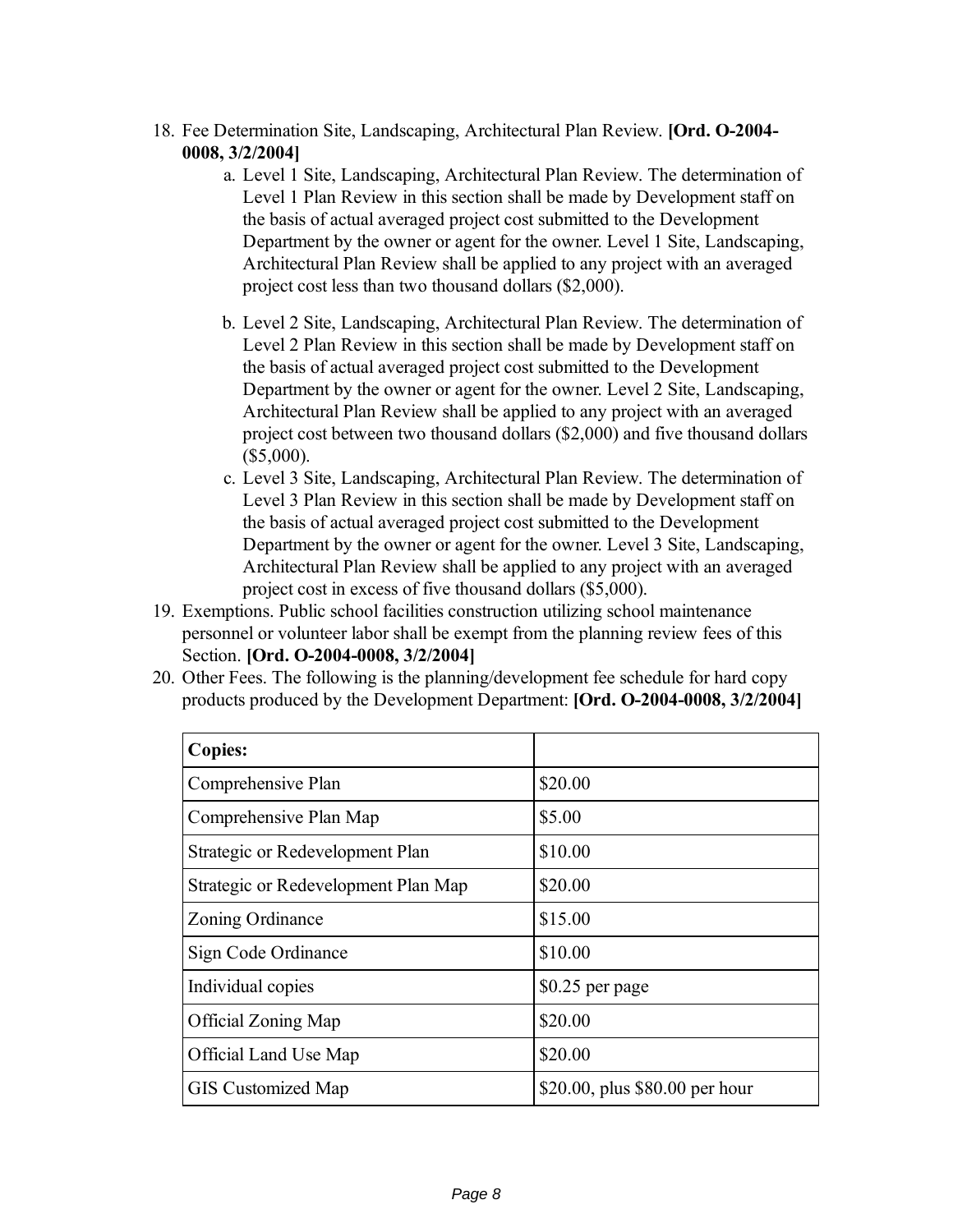18. Fee Determination Site, Landscaping, Architectural Plan Review. **[Ord. O-2004-0008, 3/2/2004]**
    a. Level 1 Site, Landscaping, Architectural Plan Review. The determination of Level 1 Plan Review in this section shall be made by Development staff on the basis of actual averaged project cost submitted to the Development Department by the owner or agent for the owner. Level 1 Site, Landscaping, Architectural Plan Review shall be applied to any project with an averaged project cost less than two thousand dollars ($2,000).

    b. Level 2 Site, Landscaping, Architectural Plan Review. The determination of Level 2 Plan Review in this section shall be made by Development staff on the basis of actual averaged project cost submitted to the Development Department by the owner or agent for the owner. Level 2 Site, Landscaping, Architectural Plan Review shall be applied to any project with an averaged project cost between two thousand dollars ($2,000) and five thousand dollars ($5,000).
    c. Level 3 Site, Landscaping, Architectural Plan Review. The determination of Level 3 Plan Review in this section shall be made by Development staff on the basis of actual averaged project cost submitted to the Development Department by the owner or agent for the owner. Level 3 Site, Landscaping, Architectural Plan Review shall be applied to any project with an averaged project cost in excess of five thousand dollars ($5,000).
19. Exemptions. Public school facilities construction utilizing school maintenance personnel or volunteer labor shall be exempt from the planning review fees of this Section. **[Ord. O-2004-0008, 3/2/2004]**
20. Other Fees. The following is the planning/development fee schedule for hard copy products produced by the Development Department: **[Ord. O-2004-0008, 3/2/2004]**

| **Copies:** | |
|---|---|
| Comprehensive Plan | $20.00 |
| Comprehensive Plan Map | $5.00 |
| Strategic or Redevelopment Plan | $10.00 |
| Strategic or Redevelopment Plan Map | $20.00 |
| Zoning Ordinance | $15.00 |
| Sign Code Ordinance | $10.00 |
| Individual copies | $0.25 per page |
| Official Zoning Map | $20.00 |
| Official Land Use Map | $20.00 |
| GIS Customized Map | $20.00, plus $80.00 per hour |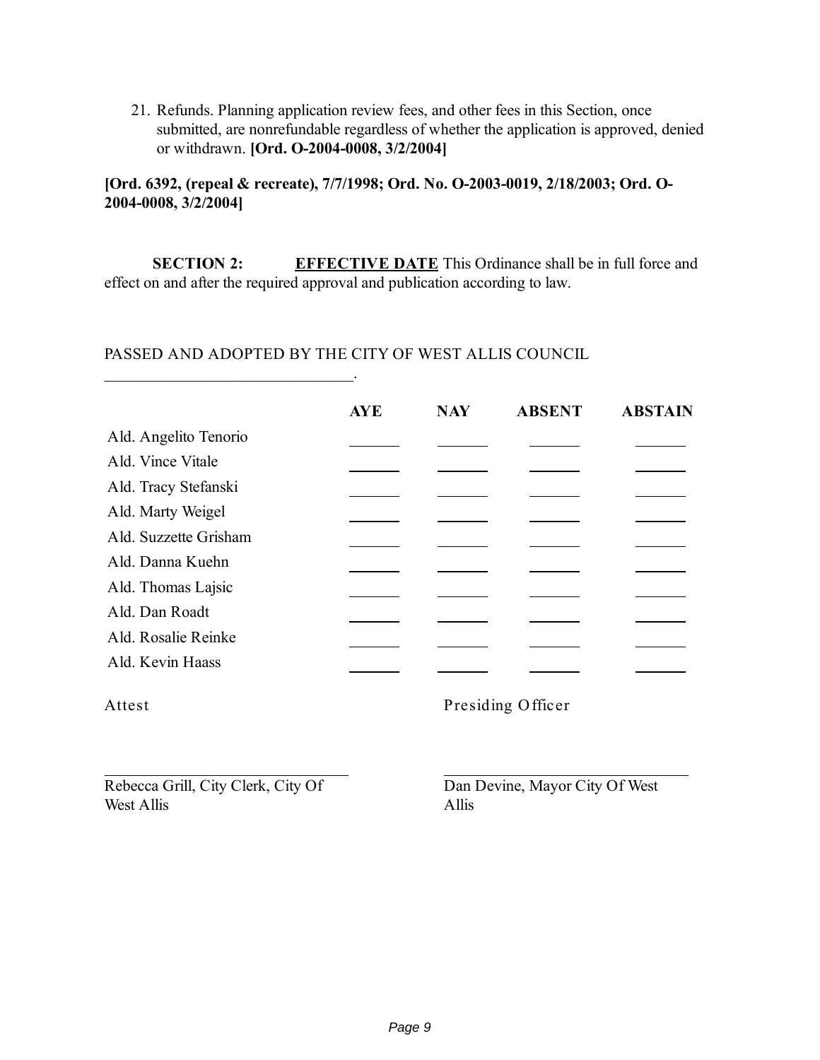21. Refunds. Planning application review fees, and other fees in this Section, once submitted, are nonrefundable regardless of whether the application is approved, denied or withdrawn. **[Ord. O-2004-0008, 3/2/2004]**

**[Ord. 6392, (repeal & recreate), 7/7/1998; Ord. No. O-2003-0019, 2/18/2003; Ord. O-2004-0008, 3/2/2004]**

**SECTION 2:** **EFFECTIVE DATE** This Ordinance shall be in full force and effect on and after the required approval and publication according to law.

PASSED AND ADOPTED BY THE CITY OF WEST ALLIS COUNCIL \_\_\_\_\_\_\_\_\_\_\_\_\_\_\_\_\_\_\_\_\_\_\_\_\_\_\_\_\_\_.

| | AYE | NAY | ABSENT | ABSTAIN |
|---|---|---|---|---|
| Ald. Angelito Tenorio | | | | |
| Ald. Vince Vitale | | | | |
| Ald. Tracy Stefanski | | | | |
| Ald. Marty Weigel | | | | |
| Ald. Suzzette Grisham | | | | |
| Ald. Danna Kuehn | | | | |
| Ald. Thomas Lajsic | | | | |
| Ald. Dan Roadt | | | | |
| Ald. Rosalie Reinke | | | | |
| Ald. Kevin Haass | | | | |

Attest

\_\_\_\_\_\_\_\_\_\_\_\_\_\_\_\_\_\_\_\_\_\_\_\_\_\_\_\_\_\_

Rebecca Grill, City Clerk, City Of West Allis

Presiding Officer

\_\_\_\_\_\_\_\_\_\_\_\_\_\_\_\_\_\_\_\_\_\_\_\_\_\_\_\_\_\_

Dan Devine, Mayor City Of West Allis